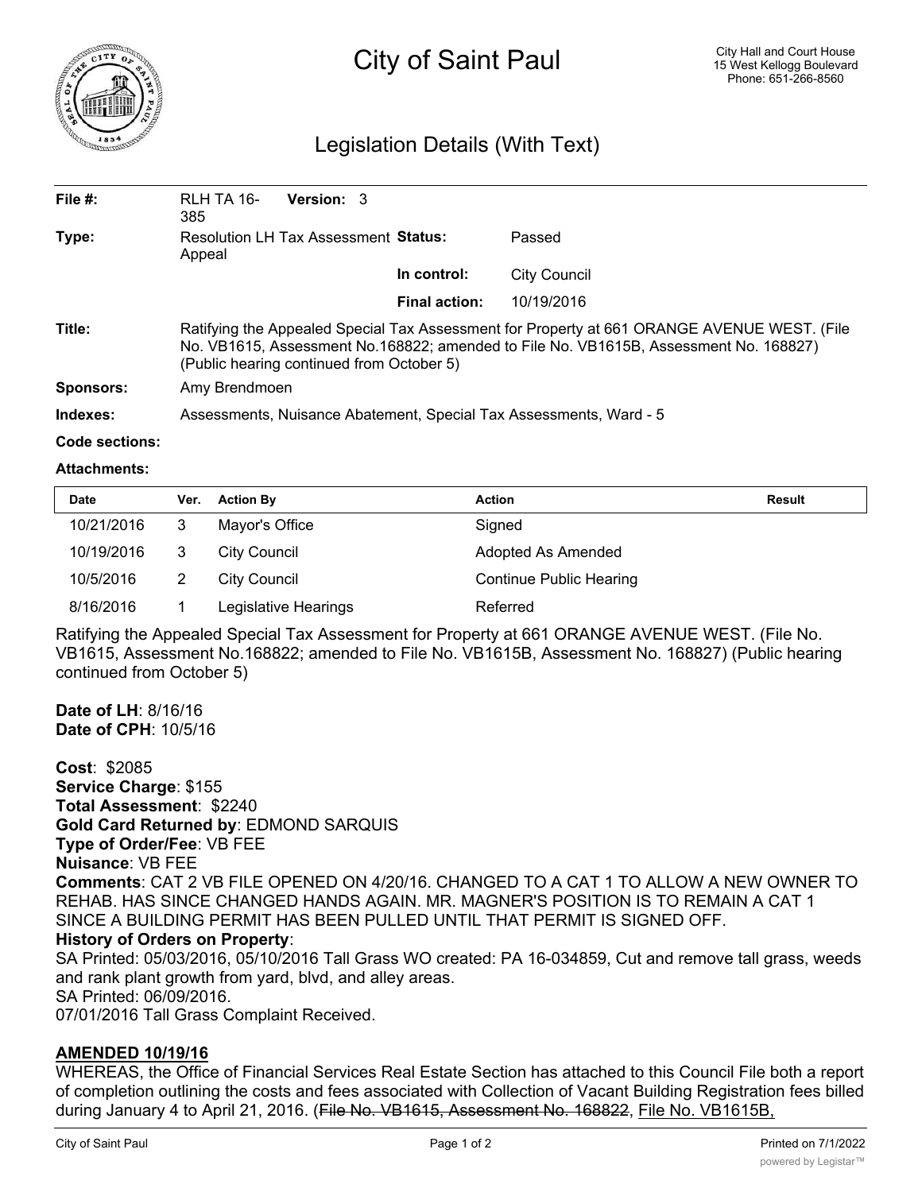# City of Saint Paul

City Hall and Court House
15 West Kellogg Boulevard
Phone: 651-266-8560

## Legislation Details (With Text)

| | | | |
|---|---|---|---|
| **File #:** | RLH TA 16-385 **Version:** 3 | | |
| **Type:** | Resolution LH Tax Assessment Appeal | **Status:** | Passed |
| | | **In control:** | City Council |
| | | **Final action:** | 10/19/2016 |

**Title:** Ratifying the Appealed Special Tax Assessment for Property at 661 ORANGE AVENUE WEST. (File No. VB1615, Assessment No.168822; amended to File No. VB1615B, Assessment No. 168827) (Public hearing continued from October 5)

**Sponsors:** Amy Brendmoen

**Indexes:** Assessments, Nuisance Abatement, Special Tax Assessments, Ward - 5

**Code sections:**

**Attachments:**

| Date | Ver. | Action By | Action | Result |
|---|---|---|---|---|
| 10/21/2016 | 3 | Mayor's Office | Signed | |
| 10/19/2016 | 3 | City Council | Adopted As Amended | |
| 10/5/2016 | 2 | City Council | Continue Public Hearing | |
| 8/16/2016 | 1 | Legislative Hearings | Referred | |

Ratifying the Appealed Special Tax Assessment for Property at 661 ORANGE AVENUE WEST. (File No. VB1615, Assessment No.168822; amended to File No. VB1615B, Assessment No. 168827) (Public hearing continued from October 5)

**Date of LH**: 8/16/16
**Date of CPH**: 10/5/16

**Cost**: $2085
**Service Charge**: $155
**Total Assessment**: $2240
**Gold Card Returned by**: EDMOND SARQUIS
**Type of Order/Fee**: VB FEE
**Nuisance**: VB FEE
**Comments**: CAT 2 VB FILE OPENED ON 4/20/16. CHANGED TO A CAT 1 TO ALLOW A NEW OWNER TO REHAB. HAS SINCE CHANGED HANDS AGAIN. MR. MAGNER'S POSITION IS TO REMAIN A CAT 1 SINCE A BUILDING PERMIT HAS BEEN PULLED UNTIL THAT PERMIT IS SIGNED OFF.
**History of Orders on Property**:
SA Printed: 05/03/2016, 05/10/2016 Tall Grass WO created: PA 16-034859, Cut and remove tall grass, weeds and rank plant growth from yard, blvd, and alley areas.
SA Printed: 06/09/2016.
07/01/2016 Tall Grass Complaint Received.

**<u>AMENDED 10/19/16</u>**
WHEREAS, the Office of Financial Services Real Estate Section has attached to this Council File both a report of completion outlining the costs and fees associated with Collection of Vacant Building Registration fees billed during January 4 to April 21, 2016. (~~File No. VB1615, Assessment No. 168822~~, <u>File No. VB1615B,</u>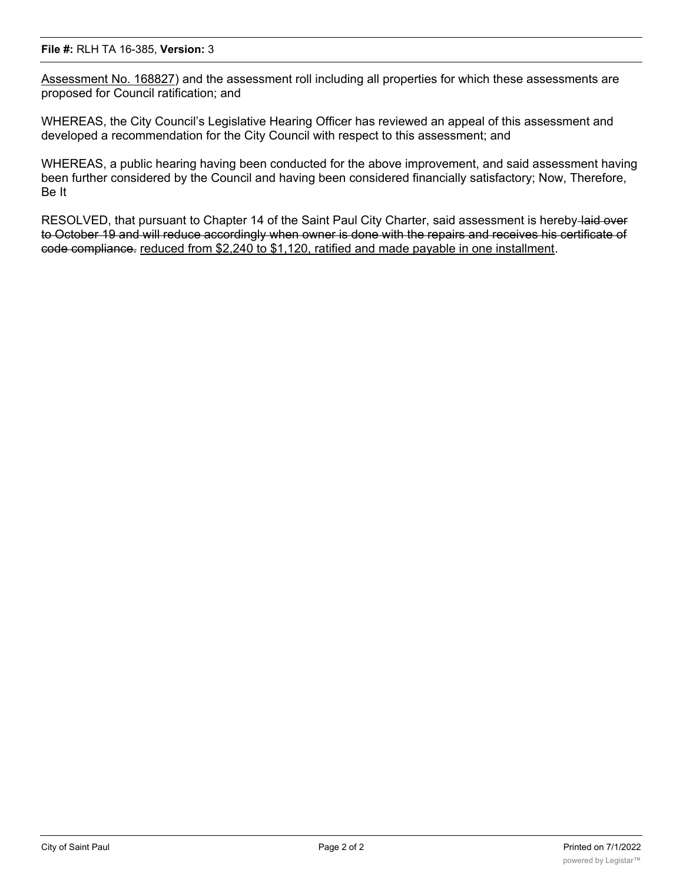Assessment No. 168827) and the assessment roll including all properties for which these assessments are proposed for Council ratification; and

WHEREAS, the City Council's Legislative Hearing Officer has reviewed an appeal of this assessment and developed a recommendation for the City Council with respect to this assessment; and

WHEREAS, a public hearing having been conducted for the above improvement, and said assessment having been further considered by the Council and having been considered financially satisfactory; Now, Therefore, Be It

RESOLVED, that pursuant to Chapter 14 of the Saint Paul City Charter, said assessment is hereby ~~laid over to October 19 and will reduce accordingly when owner is done with the repairs and receives his certificate of code compliance.~~ reduced from $2,240 to $1,120, ratified and made payable in one installment.